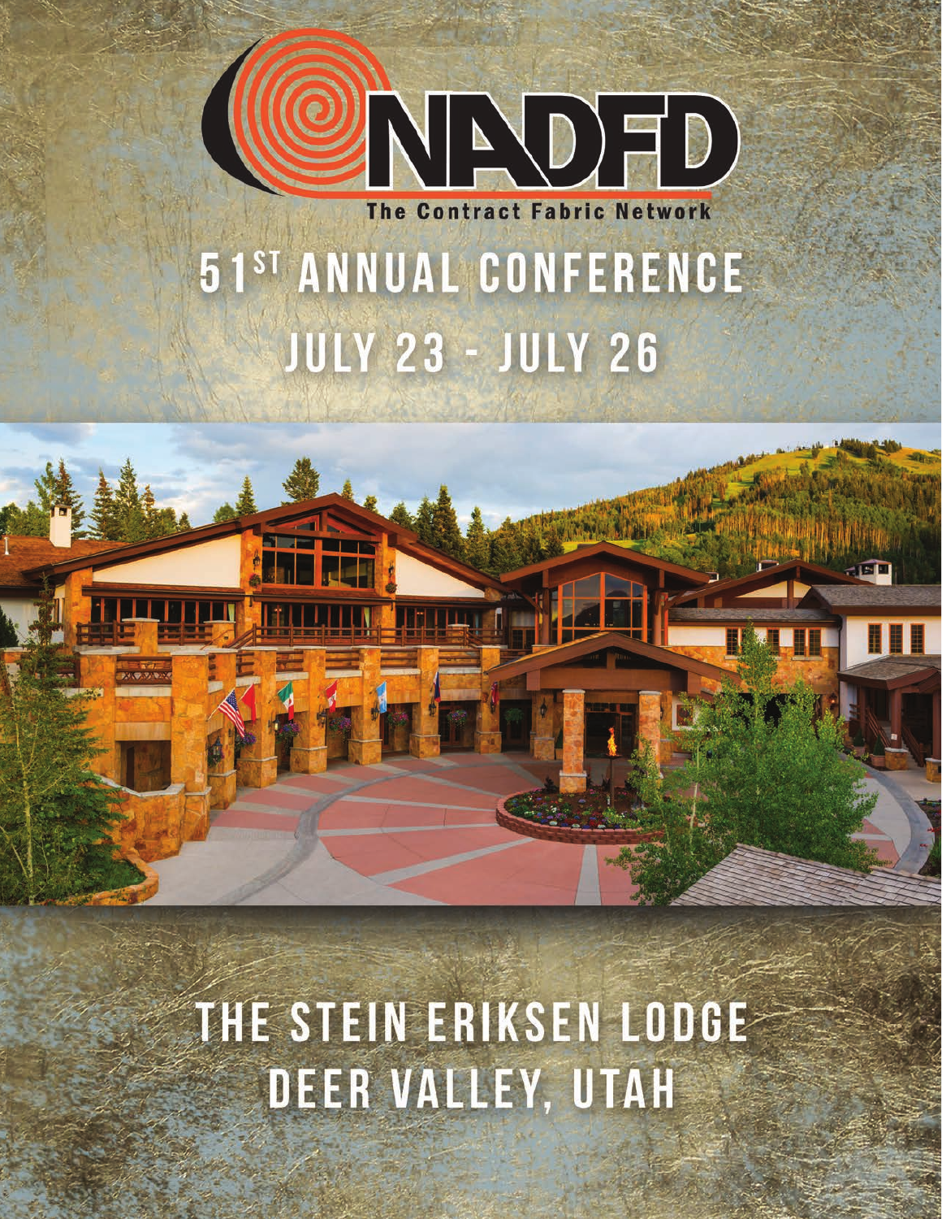NADFD

The Contract Fabric Network

# 51ST ANNUAL CONFERENCE

## JULY 23 - JULY 26

## THE STEIN ERIKSEN LODGE
## DEER VALLEY, UTAH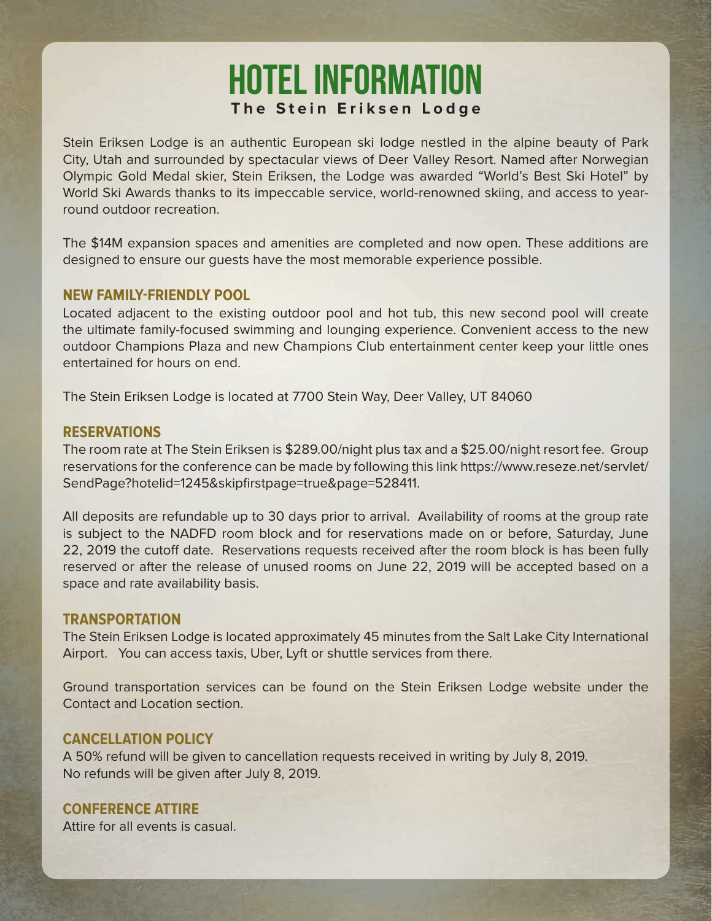# HOTEL INFORMATION

## The Stein Eriksen Lodge

Stein Eriksen Lodge is an authentic European ski lodge nestled in the alpine beauty of Park City, Utah and surrounded by spectacular views of Deer Valley Resort. Named after Norwegian Olympic Gold Medal skier, Stein Eriksen, the Lodge was awarded "World's Best Ski Hotel" by World Ski Awards thanks to its impeccable service, world-renowned skiing, and access to year-round outdoor recreation.

The $14M expansion spaces and amenities are completed and now open. These additions are designed to ensure our guests have the most memorable experience possible.

### NEW FAMILY-FRIENDLY POOL

Located adjacent to the existing outdoor pool and hot tub, this new second pool will create the ultimate family-focused swimming and lounging experience. Convenient access to the new outdoor Champions Plaza and new Champions Club entertainment center keep your little ones entertained for hours on end.

The Stein Eriksen Lodge is located at 7700 Stein Way, Deer Valley, UT 84060

### RESERVATIONS

The room rate at The Stein Eriksen is $289.00/night plus tax and a $25.00/night resort fee. Group reservations for the conference can be made by following this link https://www.reseze.net/servlet/SendPage?hotelid=1245&skipfirstpage=true&page=528411.

All deposits are refundable up to 30 days prior to arrival. Availability of rooms at the group rate is subject to the NADFD room block and for reservations made on or before, Saturday, June 22, 2019 the cutoff date. Reservations requests received after the room block is has been fully reserved or after the release of unused rooms on June 22, 2019 will be accepted based on a space and rate availability basis.

### TRANSPORTATION

The Stein Eriksen Lodge is located approximately 45 minutes from the Salt Lake City International Airport. You can access taxis, Uber, Lyft or shuttle services from there.

Ground transportation services can be found on the Stein Eriksen Lodge website under the Contact and Location section.

### CANCELLATION POLICY

A 50% refund will be given to cancellation requests received in writing by July 8, 2019.
No refunds will be given after July 8, 2019.

### CONFERENCE ATTIRE

Attire for all events is casual.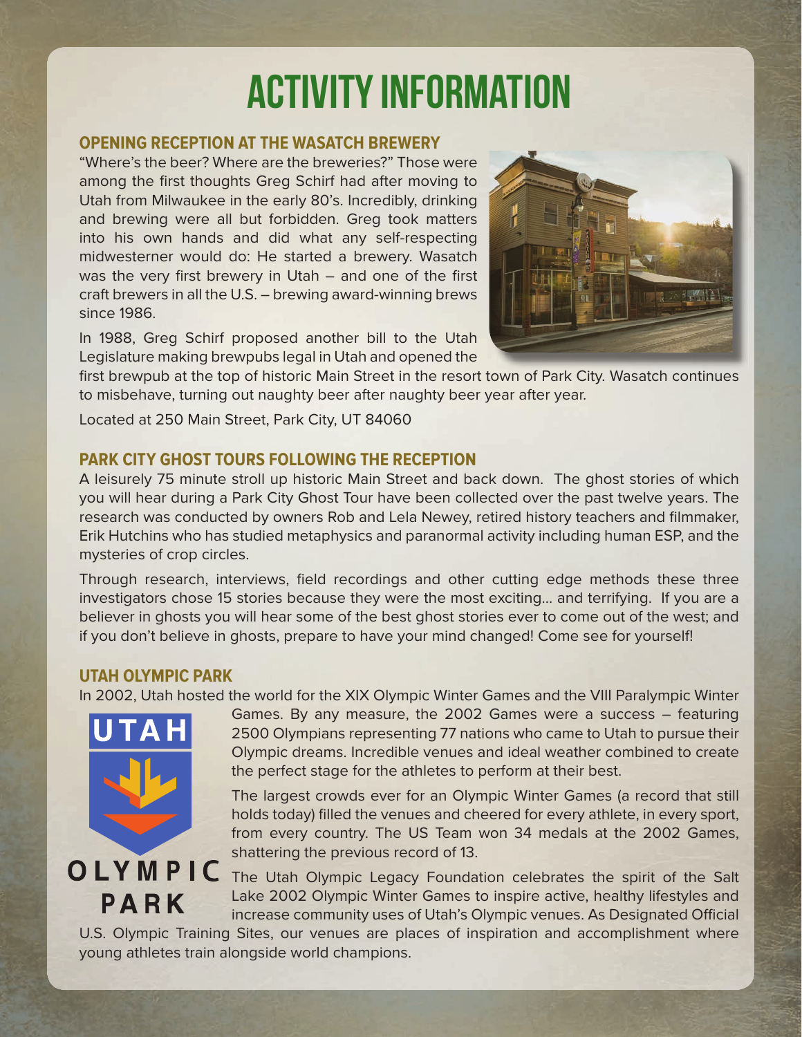# ACTIVITY INFORMATION

## OPENING RECEPTION AT THE WASATCH BREWERY

"Where's the beer? Where are the breweries?" Those were among the first thoughts Greg Schirf had after moving to Utah from Milwaukee in the early 80's. Incredibly, drinking and brewing were all but forbidden. Greg took matters into his own hands and did what any self-respecting midwesterner would do: He started a brewery. Wasatch was the very first brewery in Utah – and one of the first craft brewers in all the U.S. – brewing award-winning brews since 1986.

In 1988, Greg Schirf proposed another bill to the Utah Legislature making brewpubs legal in Utah and opened the first brewpub at the top of historic Main Street in the resort town of Park City. Wasatch continues to misbehave, turning out naughty beer after naughty beer year after year.

Located at 250 Main Street, Park City, UT 84060

## PARK CITY GHOST TOURS FOLLOWING THE RECEPTION

A leisurely 75 minute stroll up historic Main Street and back down. The ghost stories of which you will hear during a Park City Ghost Tour have been collected over the past twelve years. The research was conducted by owners Rob and Lela Newey, retired history teachers and filmmaker, Erik Hutchins who has studied metaphysics and paranormal activity including human ESP, and the mysteries of crop circles.

Through research, interviews, field recordings and other cutting edge methods these three investigators chose 15 stories because they were the most exciting... and terrifying. If you are a believer in ghosts you will hear some of the best ghost stories ever to come out of the west; and if you don't believe in ghosts, prepare to have your mind changed! Come see for yourself!

## UTAH OLYMPIC PARK

UTAH OLYMPIC PARK

In 2002, Utah hosted the world for the XIX Olympic Winter Games and the VIII Paralympic Winter Games. By any measure, the 2002 Games were a success – featuring 2500 Olympians representing 77 nations who came to Utah to pursue their Olympic dreams. Incredible venues and ideal weather combined to create the perfect stage for the athletes to perform at their best.

The largest crowds ever for an Olympic Winter Games (a record that still holds today) filled the venues and cheered for every athlete, in every sport, from every country. The US Team won 34 medals at the 2002 Games, shattering the previous record of 13.

The Utah Olympic Legacy Foundation celebrates the spirit of the Salt Lake 2002 Olympic Winter Games to inspire active, healthy lifestyles and increase community uses of Utah's Olympic venues. As Designated Official U.S. Olympic Training Sites, our venues are places of inspiration and accomplishment where young athletes train alongside world champions.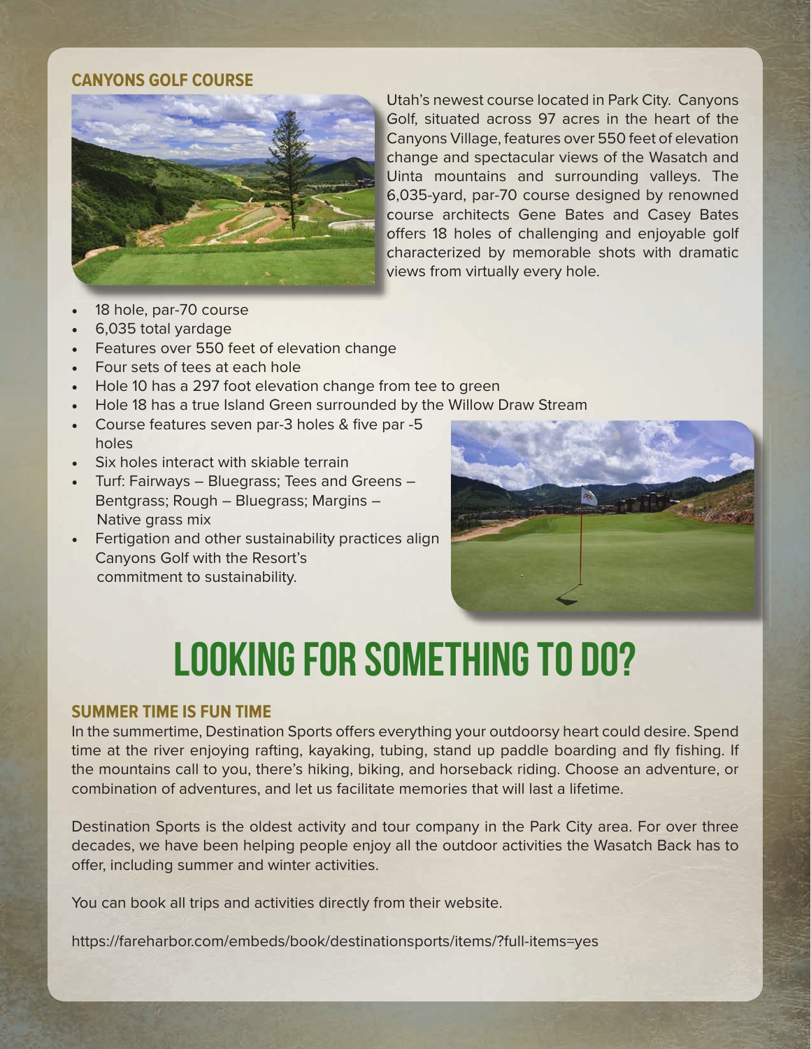## CANYONS GOLF COURSE

Utah's newest course located in Park City. Canyons Golf, situated across 97 acres in the heart of the Canyons Village, features over 550 feet of elevation change and spectacular views of the Wasatch and Uinta mountains and surrounding valleys. The 6,035-yard, par-70 course designed by renowned course architects Gene Bates and Casey Bates offers 18 holes of challenging and enjoyable golf characterized by memorable shots with dramatic views from virtually every hole.

- 18 hole, par-70 course
- 6,035 total yardage
- Features over 550 feet of elevation change
- Four sets of tees at each hole
- Hole 10 has a 297 foot elevation change from tee to green
- Hole 18 has a true Island Green surrounded by the Willow Draw Stream
- Course features seven par-3 holes & five par -5 holes
- Six holes interact with skiable terrain
- Turf: Fairways – Bluegrass; Tees and Greens – Bentgrass; Rough – Bluegrass; Margins – Native grass mix
- Fertigation and other sustainability practices align Canyons Golf with the Resort's commitment to sustainability.

# LOOKING FOR SOMETHING TO DO?

## SUMMER TIME IS FUN TIME

In the summertime, Destination Sports offers everything your outdoorsy heart could desire. Spend time at the river enjoying rafting, kayaking, tubing, stand up paddle boarding and fly fishing. If the mountains call to you, there's hiking, biking, and horseback riding. Choose an adventure, or combination of adventures, and let us facilitate memories that will last a lifetime.

Destination Sports is the oldest activity and tour company in the Park City area. For over three decades, we have been helping people enjoy all the outdoor activities the Wasatch Back has to offer, including summer and winter activities.

You can book all trips and activities directly from their website.

https://fareharbor.com/embeds/book/destinationsports/items/?full-items=yes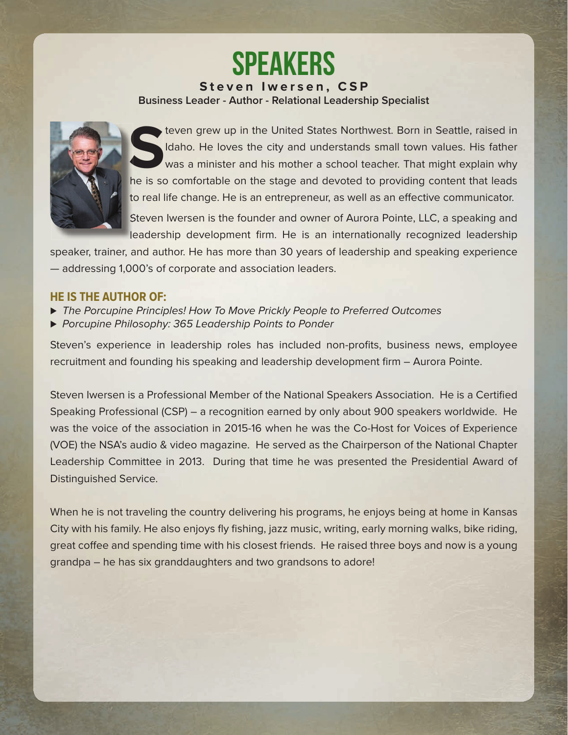# SPEAKERS

## Steven Iwersen, CSP

**Business Leader - Author - Relational Leadership Specialist**

Steven grew up in the United States Northwest. Born in Seattle, raised in Idaho. He loves the city and understands small town values. His father was a minister and his mother a school teacher. That might explain why he is so comfortable on the stage and devoted to providing content that leads to real life change. He is an entrepreneur, as well as an effective communicator.

Steven Iwersen is the founder and owner of Aurora Pointe, LLC, a speaking and leadership development firm. He is an internationally recognized leadership speaker, trainer, and author. He has more than 30 years of leadership and speaking experience — addressing 1,000's of corporate and association leaders.

### HE IS THE AUTHOR OF:

- *The Porcupine Principles! How To Move Prickly People to Preferred Outcomes*
- *Porcupine Philosophy: 365 Leadership Points to Ponder*

Steven's experience in leadership roles has included non-profits, business news, employee recruitment and founding his speaking and leadership development firm – Aurora Pointe.

Steven Iwersen is a Professional Member of the National Speakers Association. He is a Certified Speaking Professional (CSP) – a recognition earned by only about 900 speakers worldwide. He was the voice of the association in 2015-16 when he was the Co-Host for Voices of Experience (VOE) the NSA's audio & video magazine. He served as the Chairperson of the National Chapter Leadership Committee in 2013. During that time he was presented the Presidential Award of Distinguished Service.

When he is not traveling the country delivering his programs, he enjoys being at home in Kansas City with his family. He also enjoys fly fishing, jazz music, writing, early morning walks, bike riding, great coffee and spending time with his closest friends. He raised three boys and now is a young grandpa – he has six granddaughters and two grandsons to adore!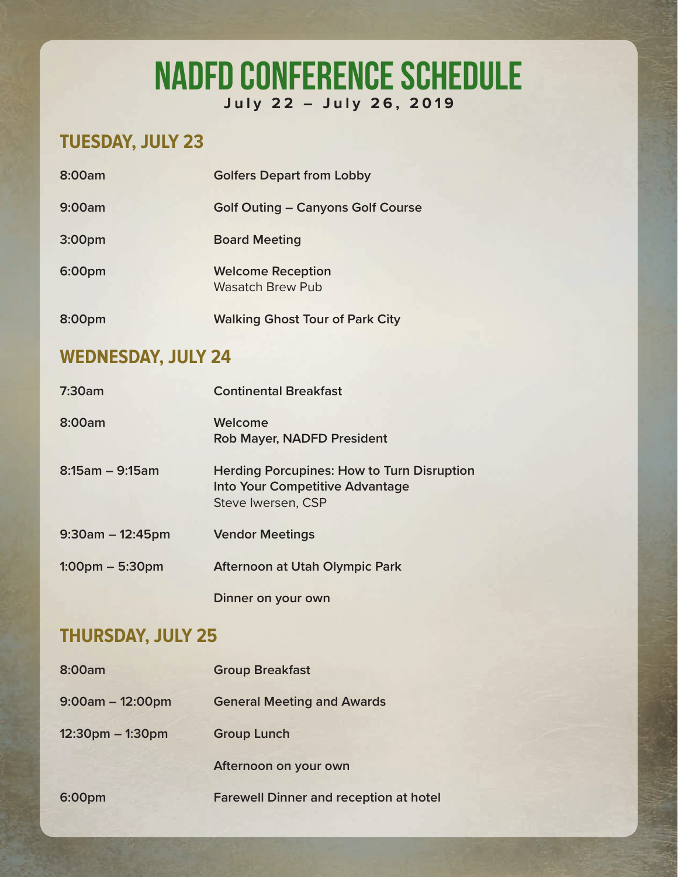# NADFD CONFERENCE SCHEDULE

**July 22 – July 26, 2019**

## TUESDAY, JULY 23

| | |
|---|---|
| **8:00am** | **Golfers Depart from Lobby** |
| **9:00am** | **Golf Outing – Canyons Golf Course** |
| **3:00pm** | **Board Meeting** |
| **6:00pm** | **Welcome Reception**<br>Wasatch Brew Pub |
| **8:00pm** | **Walking Ghost Tour of Park City** |

## WEDNESDAY, JULY 24

| | |
|---|---|
| **7:30am** | **Continental Breakfast** |
| **8:00am** | **Welcome**<br>**Rob Mayer, NADFD President** |
| **8:15am – 9:15am** | **Herding Porcupines: How to Turn Disruption Into Your Competitive Advantage**<br>Steve Iwersen, CSP |
| **9:30am – 12:45pm** | **Vendor Meetings** |
| **1:00pm – 5:30pm** | **Afternoon at Utah Olympic Park** |
| | **Dinner on your own** |

## THURSDAY, JULY 25

| | |
|---|---|
| **8:00am** | **Group Breakfast** |
| **9:00am – 12:00pm** | **General Meeting and Awards** |
| **12:30pm – 1:30pm** | **Group Lunch** |
| | **Afternoon on your own** |
| **6:00pm** | **Farewell Dinner and reception at hotel** |